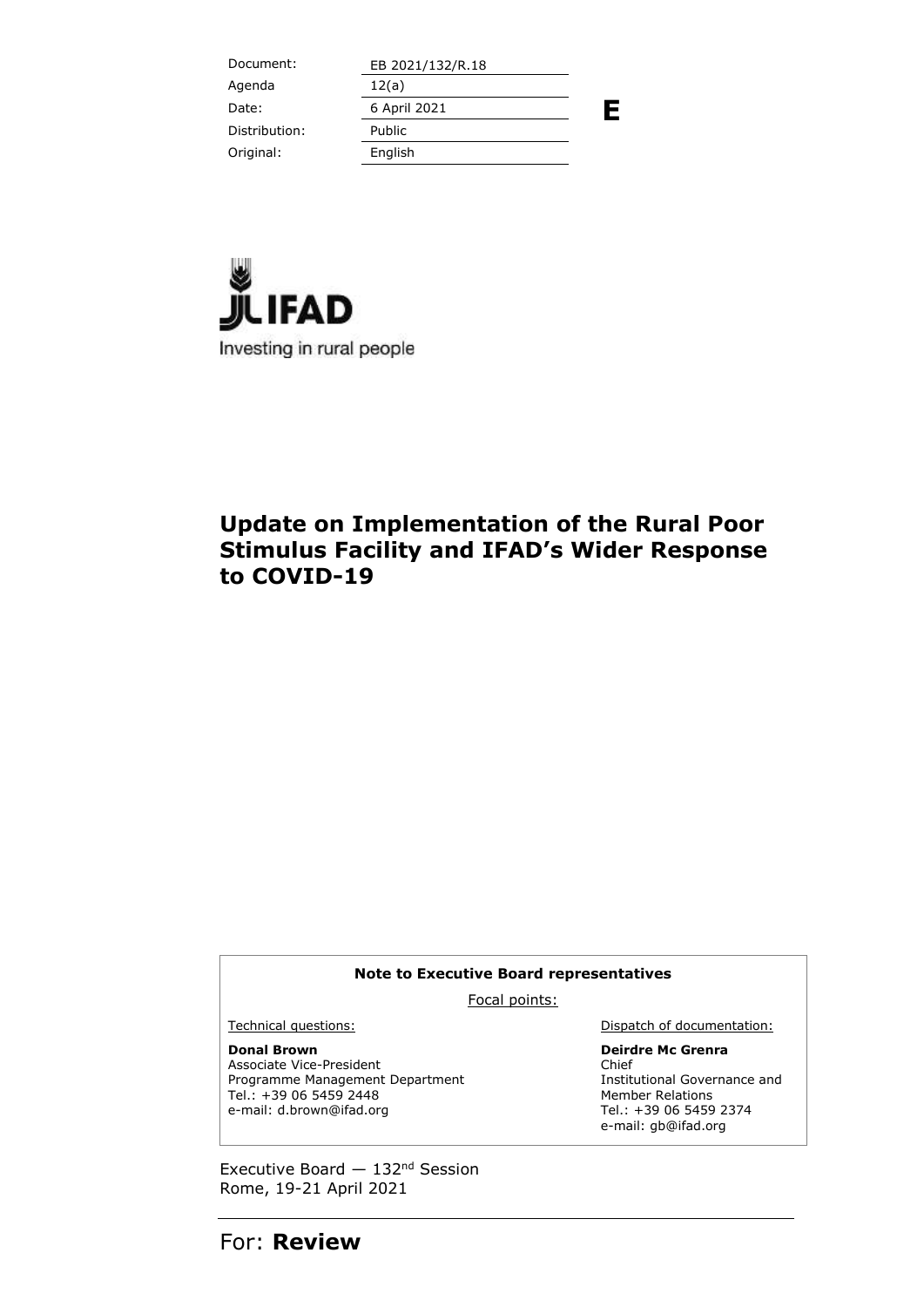| Document: | EB 2021/132/R.18 |
|---|---|
| Agenda | 12(a) |
| Date: | 6 April 2021 |
| Distribution: | Public |
| Original: | English |

**E**

IFAD
Investing in rural people

# Update on Implementation of the Rural Poor Stimulus Facility and IFAD's Wider Response to COVID-19

**Note to Executive Board representatives**

Focal points:

Technical questions:

**Donal Brown**
Associate Vice-President
Programme Management Department
Tel.: +39 06 5459 2448
e-mail: d.brown@ifad.org

Dispatch of documentation:

**Deirdre Mc Grenra**
Chief
Institutional Governance and Member Relations
Tel.: +39 06 5459 2374
e-mail: gb@ifad.org

Executive Board — 132nd Session
Rome, 19-21 April 2021

For: **Review**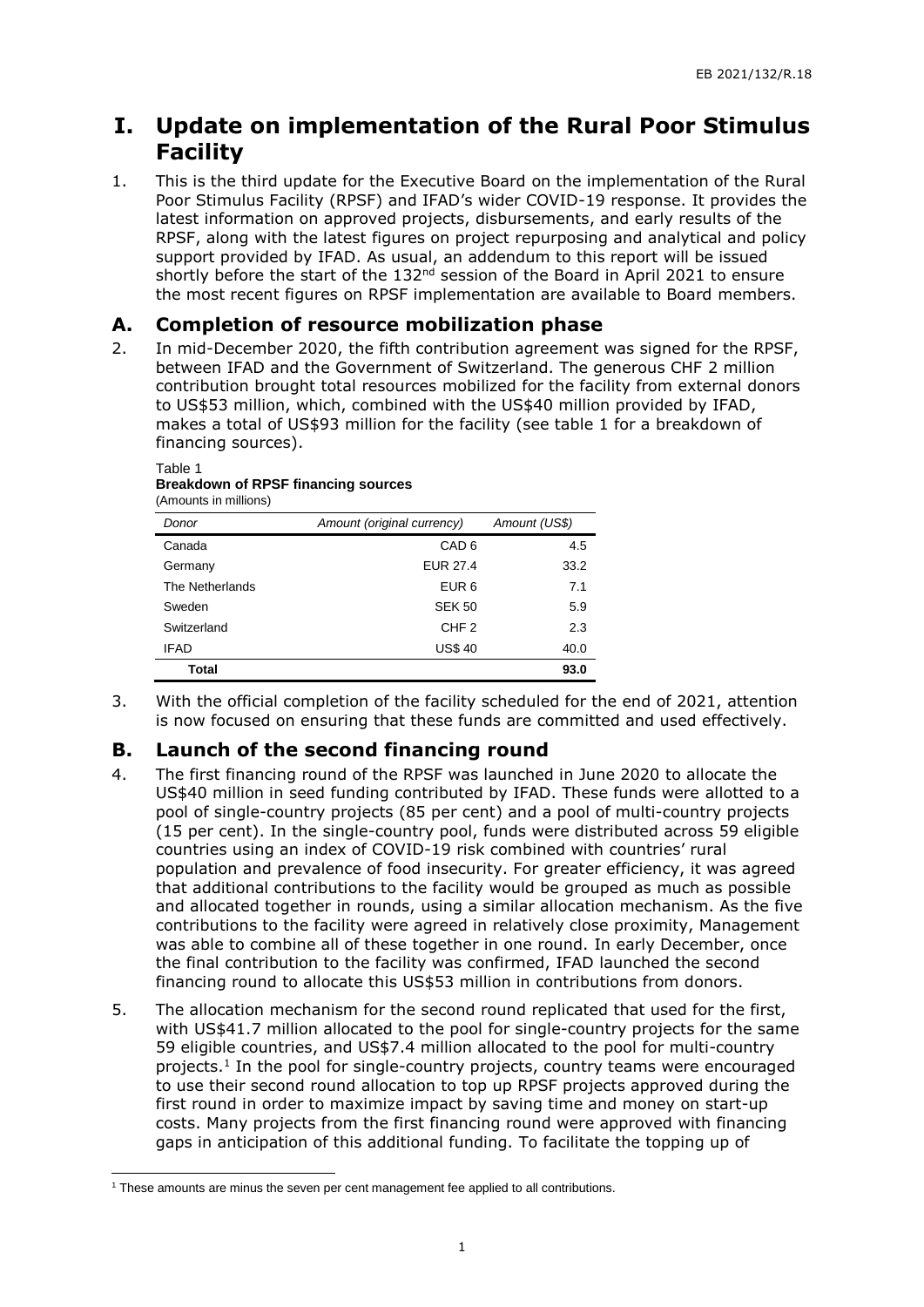# I. Update on implementation of the Rural Poor Stimulus Facility

1. This is the third update for the Executive Board on the implementation of the Rural Poor Stimulus Facility (RPSF) and IFAD's wider COVID-19 response. It provides the latest information on approved projects, disbursements, and early results of the RPSF, along with the latest figures on project repurposing and analytical and policy support provided by IFAD. As usual, an addendum to this report will be issued shortly before the start of the 132nd session of the Board in April 2021 to ensure the most recent figures on RPSF implementation are available to Board members.

## A. Completion of resource mobilization phase

2. In mid-December 2020, the fifth contribution agreement was signed for the RPSF, between IFAD and the Government of Switzerland. The generous CHF 2 million contribution brought total resources mobilized for the facility from external donors to US$53 million, which, combined with the US$40 million provided by IFAD, makes a total of US$93 million for the facility (see table 1 for a breakdown of financing sources).

Table 1
**Breakdown of RPSF financing sources**
(Amounts in millions)

| *Donor* | *Amount (original currency)* | *Amount (US$)* |
|---|---:|---:|
| Canada | CAD 6 | 4.5 |
| Germany | EUR 27.4 | 33.2 |
| The Netherlands | EUR 6 | 7.1 |
| Sweden | SEK 50 | 5.9 |
| Switzerland | CHF 2 | 2.3 |
| IFAD | US$ 40 | 40.0 |
| **Total** | | **93.0** |

3. With the official completion of the facility scheduled for the end of 2021, attention is now focused on ensuring that these funds are committed and used effectively.

## B. Launch of the second financing round

4. The first financing round of the RPSF was launched in June 2020 to allocate the US$40 million in seed funding contributed by IFAD. These funds were allotted to a pool of single-country projects (85 per cent) and a pool of multi-country projects (15 per cent). In the single-country pool, funds were distributed across 59 eligible countries using an index of COVID-19 risk combined with countries' rural population and prevalence of food insecurity. For greater efficiency, it was agreed that additional contributions to the facility would be grouped as much as possible and allocated together in rounds, using a similar allocation mechanism. As the five contributions to the facility were agreed in relatively close proximity, Management was able to combine all of these together in one round. In early December, once the final contribution to the facility was confirmed, IFAD launched the second financing round to allocate this US$53 million in contributions from donors.

5. The allocation mechanism for the second round replicated that used for the first, with US$41.7 million allocated to the pool for single-country projects for the same 59 eligible countries, and US$7.4 million allocated to the pool for multi-country projects.[1] In the pool for single-country projects, country teams were encouraged to use their second round allocation to top up RPSF projects approved during the first round in order to maximize impact by saving time and money on start-up costs. Many projects from the first financing round were approved with financing gaps in anticipation of this additional funding. To facilitate the topping up of

[1] These amounts are minus the seven per cent management fee applied to all contributions.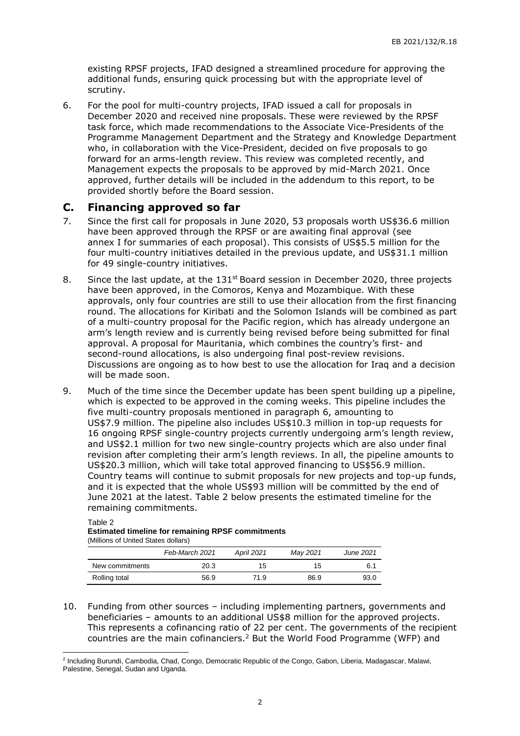existing RPSF projects, IFAD designed a streamlined procedure for approving the additional funds, ensuring quick processing but with the appropriate level of scrutiny.

6. For the pool for multi-country projects, IFAD issued a call for proposals in December 2020 and received nine proposals. These were reviewed by the RPSF task force, which made recommendations to the Associate Vice-Presidents of the Programme Management Department and the Strategy and Knowledge Department who, in collaboration with the Vice-President, decided on five proposals to go forward for an arms-length review. This review was completed recently, and Management expects the proposals to be approved by mid-March 2021. Once approved, further details will be included in the addendum to this report, to be provided shortly before the Board session.

## C. Financing approved so far

7. Since the first call for proposals in June 2020, 53 proposals worth US$36.6 million have been approved through the RPSF or are awaiting final approval (see annex I for summaries of each proposal). This consists of US$5.5 million for the four multi-country initiatives detailed in the previous update, and US$31.1 million for 49 single-country initiatives.

8. Since the last update, at the 131st Board session in December 2020, three projects have been approved, in the Comoros, Kenya and Mozambique. With these approvals, only four countries are still to use their allocation from the first financing round. The allocations for Kiribati and the Solomon Islands will be combined as part of a multi-country proposal for the Pacific region, which has already undergone an arm's length review and is currently being revised before being submitted for final approval. A proposal for Mauritania, which combines the country's first- and second-round allocations, is also undergoing final post-review revisions. Discussions are ongoing as to how best to use the allocation for Iraq and a decision will be made soon.

9. Much of the time since the December update has been spent building up a pipeline, which is expected to be approved in the coming weeks. This pipeline includes the five multi-country proposals mentioned in paragraph 6, amounting to US$7.9 million. The pipeline also includes US$10.3 million in top-up requests for 16 ongoing RPSF single-country projects currently undergoing arm's length review, and US$2.1 million for two new single-country projects which are also under final revision after completing their arm's length reviews. In all, the pipeline amounts to US$20.3 million, which will take total approved financing to US$56.9 million. Country teams will continue to submit proposals for new projects and top-up funds, and it is expected that the whole US$93 million will be committed by the end of June 2021 at the latest. Table 2 below presents the estimated timeline for the remaining commitments.

Table 2
**Estimated timeline for remaining RPSF commitments**
(Millions of United States dollars)

| | *Feb-March 2021* | *April 2021* | *May 2021* | *June 2021* |
|---|---|---|---|---|
| New commitments | 20.3 | 15 | 15 | 6.1 |
| Rolling total | 56.9 | 71.9 | 86.9 | 93.0 |

10. Funding from other sources – including implementing partners, governments and beneficiaries – amounts to an additional US$8 million for the approved projects. This represents a cofinancing ratio of 22 per cent. The governments of the recipient countries are the main cofinanciers.[2] But the World Food Programme (WFP) and

[2] Including Burundi, Cambodia, Chad, Congo, Democratic Republic of the Congo, Gabon, Liberia, Madagascar, Malawi, Palestine, Senegal, Sudan and Uganda.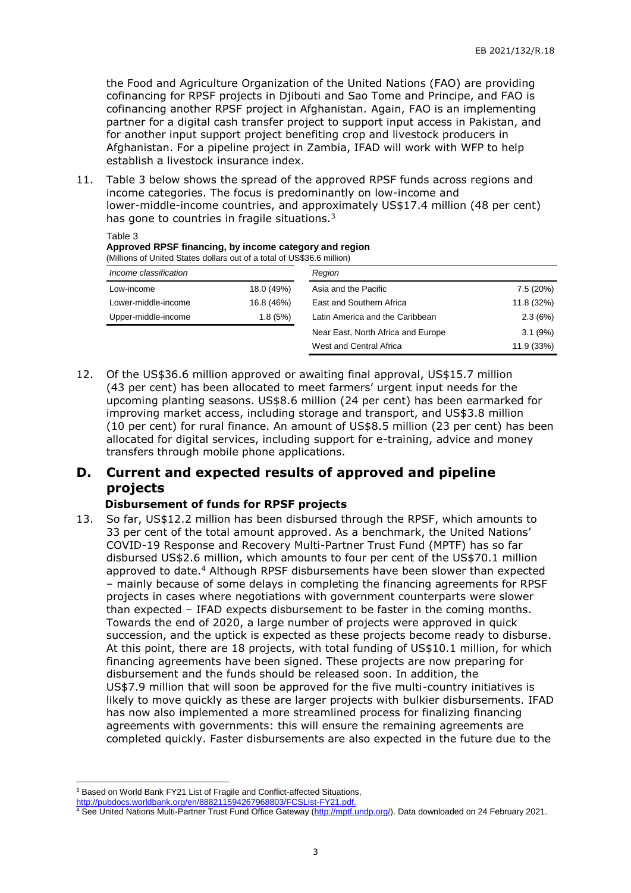the Food and Agriculture Organization of the United Nations (FAO) are providing cofinancing for RPSF projects in Djibouti and Sao Tome and Principe, and FAO is cofinancing another RPSF project in Afghanistan. Again, FAO is an implementing partner for a digital cash transfer project to support input access in Pakistan, and for another input support project benefiting crop and livestock producers in Afghanistan. For a pipeline project in Zambia, IFAD will work with WFP to help establish a livestock insurance index.

11. Table 3 below shows the spread of the approved RPSF funds across regions and income categories. The focus is predominantly on low-income and lower-middle-income countries, and approximately US$17.4 million (48 per cent) has gone to countries in fragile situations.[3]

Table 3
**Approved RPSF financing, by income category and region**
(Millions of United States dollars out of a total of US$36.6 million)

| *Income classification* | | *Region* | |
|---|---|---|---|
| Low-income | 18.0 (49%) | Asia and the Pacific | 7.5 (20%) |
| Lower-middle-income | 16.8 (46%) | East and Southern Africa | 11.8 (32%) |
| Upper-middle-income | 1.8 (5%) | Latin America and the Caribbean | 2.3 (6%) |
| | | Near East, North Africa and Europe | 3.1 (9%) |
| | | West and Central Africa | 11.9 (33%) |

12. Of the US$36.6 million approved or awaiting final approval, US$15.7 million (43 per cent) has been allocated to meet farmers' urgent input needs for the upcoming planting seasons. US$8.6 million (24 per cent) has been earmarked for improving market access, including storage and transport, and US$3.8 million (10 per cent) for rural finance. An amount of US$8.5 million (23 per cent) has been allocated for digital services, including support for e-training, advice and money transfers through mobile phone applications.

## D. Current and expected results of approved and pipeline projects

### Disbursement of funds for RPSF projects

13. So far, US$12.2 million has been disbursed through the RPSF, which amounts to 33 per cent of the total amount approved. As a benchmark, the United Nations' COVID-19 Response and Recovery Multi-Partner Trust Fund (MPTF) has so far disbursed US$2.6 million, which amounts to four per cent of the US$70.1 million approved to date.[4] Although RPSF disbursements have been slower than expected – mainly because of some delays in completing the financing agreements for RPSF projects in cases where negotiations with government counterparts were slower than expected – IFAD expects disbursement to be faster in the coming months. Towards the end of 2020, a large number of projects were approved in quick succession, and the uptick is expected as these projects become ready to disburse. At this point, there are 18 projects, with total funding of US$10.1 million, for which financing agreements have been signed. These projects are now preparing for disbursement and the funds should be released soon. In addition, the US$7.9 million that will soon be approved for the five multi-country initiatives is likely to move quickly as these are larger projects with bulkier disbursements. IFAD has now also implemented a more streamlined process for finalizing financing agreements with governments: this will ensure the remaining agreements are completed quickly. Faster disbursements are also expected in the future due to the

---

[3] Based on World Bank FY21 List of Fragile and Conflict-affected Situations, http://pubdocs.worldbank.org/en/888211594267968803/FCSList-FY21.pdf.

[4] See United Nations Multi-Partner Trust Fund Office Gateway (http://mptf.undp.org/). Data downloaded on 24 February 2021.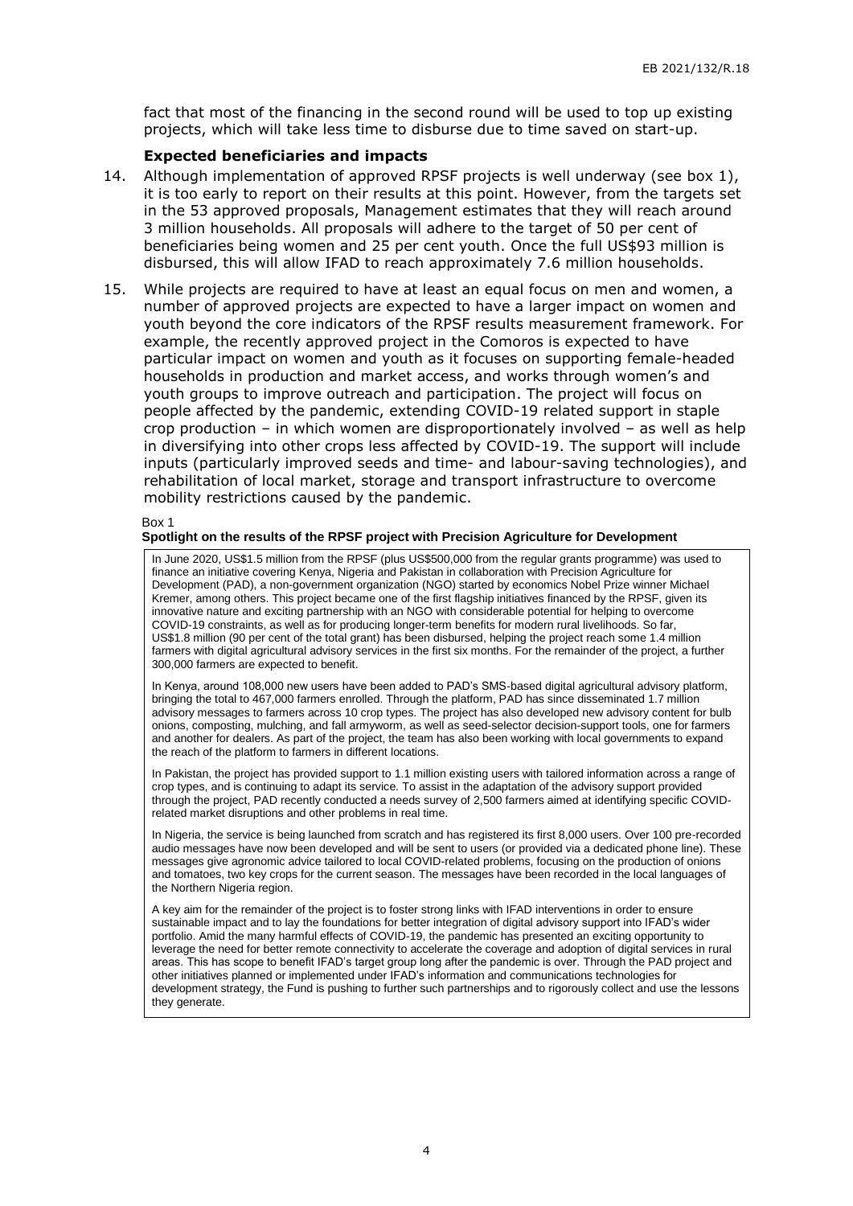fact that most of the financing in the second round will be used to top up existing projects, which will take less time to disburse due to time saved on start-up.

### Expected beneficiaries and impacts

14. Although implementation of approved RPSF projects is well underway (see box 1), it is too early to report on their results at this point. However, from the targets set in the 53 approved proposals, Management estimates that they will reach around 3 million households. All proposals will adhere to the target of 50 per cent of beneficiaries being women and 25 per cent youth. Once the full US$93 million is disbursed, this will allow IFAD to reach approximately 7.6 million households.

15. While projects are required to have at least an equal focus on men and women, a number of approved projects are expected to have a larger impact on women and youth beyond the core indicators of the RPSF results measurement framework. For example, the recently approved project in the Comoros is expected to have particular impact on women and youth as it focuses on supporting female-headed households in production and market access, and works through women's and youth groups to improve outreach and participation. The project will focus on people affected by the pandemic, extending COVID-19 related support in staple crop production – in which women are disproportionately involved – as well as help in diversifying into other crops less affected by COVID-19. The support will include inputs (particularly improved seeds and time- and labour-saving technologies), and rehabilitation of local market, storage and transport infrastructure to overcome mobility restrictions caused by the pandemic.

Box 1

**Spotlight on the results of the RPSF project with Precision Agriculture for Development**

In June 2020, US$1.5 million from the RPSF (plus US$500,000 from the regular grants programme) was used to finance an initiative covering Kenya, Nigeria and Pakistan in collaboration with Precision Agriculture for Development (PAD), a non-government organization (NGO) started by economics Nobel Prize winner Michael Kremer, among others. This project became one of the first flagship initiatives financed by the RPSF, given its innovative nature and exciting partnership with an NGO with considerable potential for helping to overcome COVID-19 constraints, as well as for producing longer-term benefits for modern rural livelihoods. So far, US$1.8 million (90 per cent of the total grant) has been disbursed, helping the project reach some 1.4 million farmers with digital agricultural advisory services in the first six months. For the remainder of the project, a further 300,000 farmers are expected to benefit.

In Kenya, around 108,000 new users have been added to PAD's SMS-based digital agricultural advisory platform, bringing the total to 467,000 farmers enrolled. Through the platform, PAD has since disseminated 1.7 million advisory messages to farmers across 10 crop types. The project has also developed new advisory content for bulb onions, composting, mulching, and fall armyworm, as well as seed-selector decision-support tools, one for farmers and another for dealers. As part of the project, the team has also been working with local governments to expand the reach of the platform to farmers in different locations.

In Pakistan, the project has provided support to 1.1 million existing users with tailored information across a range of crop types, and is continuing to adapt its service. To assist in the adaptation of the advisory support provided through the project, PAD recently conducted a needs survey of 2,500 farmers aimed at identifying specific COVID-related market disruptions and other problems in real time.

In Nigeria, the service is being launched from scratch and has registered its first 8,000 users. Over 100 pre-recorded audio messages have now been developed and will be sent to users (or provided via a dedicated phone line). These messages give agronomic advice tailored to local COVID-related problems, focusing on the production of onions and tomatoes, two key crops for the current season. The messages have been recorded in the local languages of the Northern Nigeria region.

A key aim for the remainder of the project is to foster strong links with IFAD interventions in order to ensure sustainable impact and to lay the foundations for better integration of digital advisory support into IFAD's wider portfolio. Amid the many harmful effects of COVID-19, the pandemic has presented an exciting opportunity to leverage the need for better remote connectivity to accelerate the coverage and adoption of digital services in rural areas. This has scope to benefit IFAD's target group long after the pandemic is over. Through the PAD project and other initiatives planned or implemented under IFAD's information and communications technologies for development strategy, the Fund is pushing to further such partnerships and to rigorously collect and use the lessons they generate.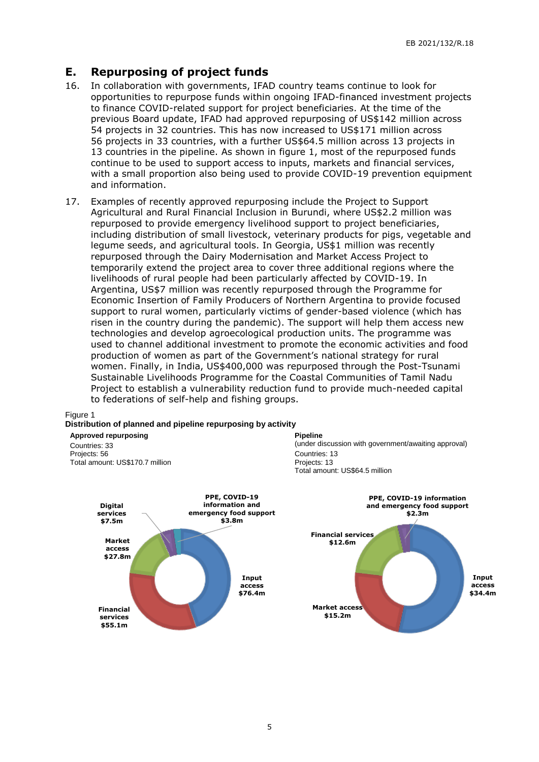## E. Repurposing of project funds

16. In collaboration with governments, IFAD country teams continue to look for opportunities to repurpose funds within ongoing IFAD-financed investment projects to finance COVID-related support for project beneficiaries. At the time of the previous Board update, IFAD had approved repurposing of US$142 million across 54 projects in 32 countries. This has now increased to US$171 million across 56 projects in 33 countries, with a further US$64.5 million across 13 projects in 13 countries in the pipeline. As shown in figure 1, most of the repurposed funds continue to be used to support access to inputs, markets and financial services, with a small proportion also being used to provide COVID-19 prevention equipment and information.

17. Examples of recently approved repurposing include the Project to Support Agricultural and Rural Financial Inclusion in Burundi, where US$2.2 million was repurposed to provide emergency livelihood support to project beneficiaries, including distribution of small livestock, veterinary products for pigs, vegetable and legume seeds, and agricultural tools. In Georgia, US$1 million was recently repurposed through the Dairy Modernisation and Market Access Project to temporarily extend the project area to cover three additional regions where the livelihoods of rural people had been particularly affected by COVID-19. In Argentina, US$7 million was recently repurposed through the Programme for Economic Insertion of Family Producers of Northern Argentina to provide focused support to rural women, particularly victims of gender-based violence (which has risen in the country during the pandemic). The support will help them access new technologies and develop agroecological production units. The programme was used to channel additional investment to promote the economic activities and food production of women as part of the Government's national strategy for rural women. Finally, in India, US$400,000 was repurposed through the Post-Tsunami Sustainable Livelihoods Programme for the Coastal Communities of Tamil Nadu Project to establish a vulnerability reduction fund to provide much-needed capital to federations of self-help and fishing groups.

Figure 1
**Distribution of planned and pipeline repurposing by activity**

**Approved repurposing**
Countries: 33
Projects: 56
Total amount: US$170.7 million

| Activity | Amount |
|---|---|
| Input access | $76.4m |
| Financial services | $55.1m |
| Market access | $27.8m |
| Digital services | $7.5m |
| PPE, COVID-19 information and emergency food support | $3.8m |

**Pipeline**
(under discussion with government/awaiting approval)
Countries: 13
Projects: 13
Total amount: US$64.5 million

| Activity | Amount |
|---|---|
| Input access | $34.4m |
| Market access | $15.2m |
| Financial services | $12.6m |
| PPE, COVID-19 information and emergency food support | $2.3m |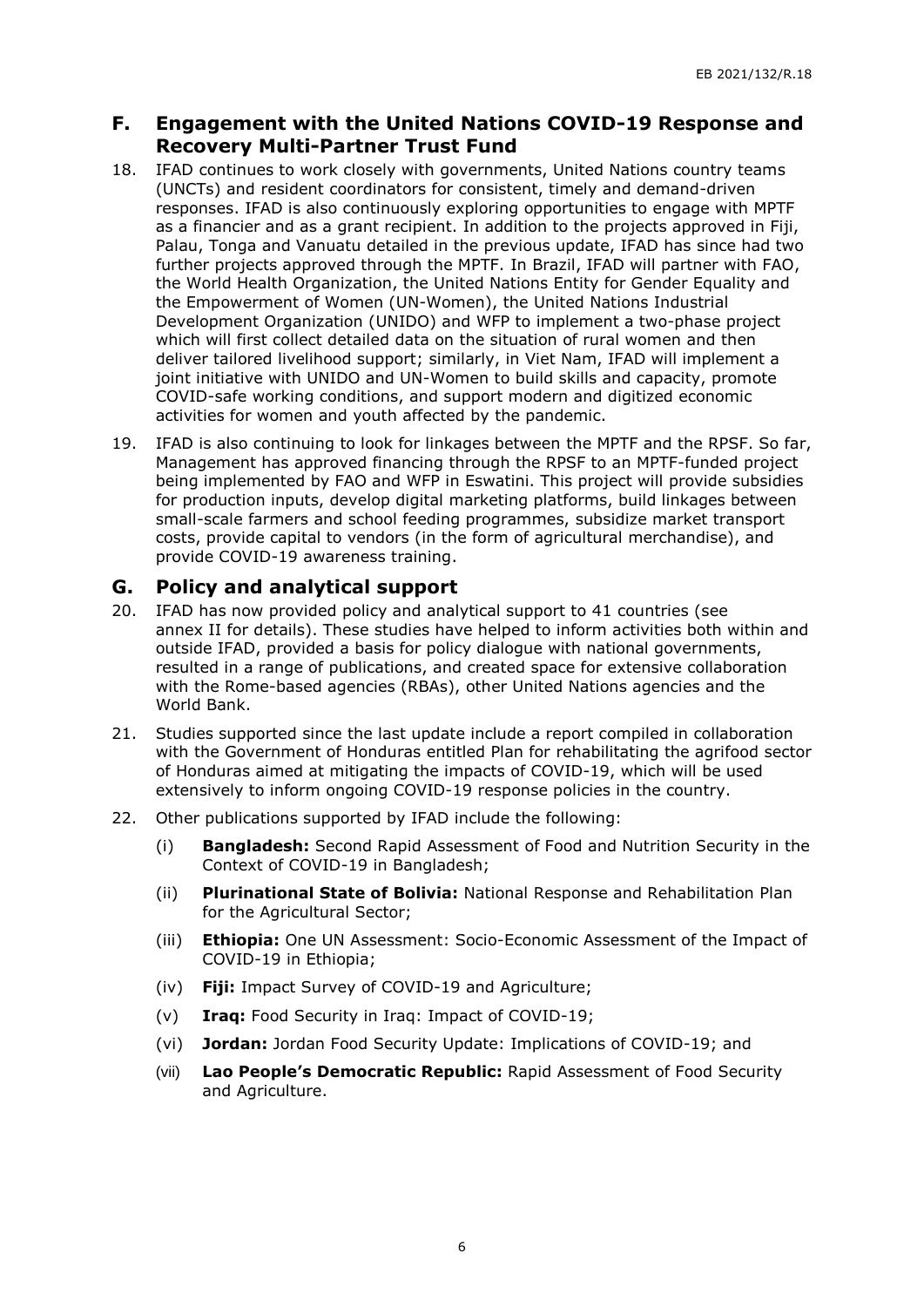## F. Engagement with the United Nations COVID-19 Response and Recovery Multi-Partner Trust Fund

18. IFAD continues to work closely with governments, United Nations country teams (UNCTs) and resident coordinators for consistent, timely and demand-driven responses. IFAD is also continuously exploring opportunities to engage with MPTF as a financier and as a grant recipient. In addition to the projects approved in Fiji, Palau, Tonga and Vanuatu detailed in the previous update, IFAD has since had two further projects approved through the MPTF. In Brazil, IFAD will partner with FAO, the World Health Organization, the United Nations Entity for Gender Equality and the Empowerment of Women (UN-Women), the United Nations Industrial Development Organization (UNIDO) and WFP to implement a two-phase project which will first collect detailed data on the situation of rural women and then deliver tailored livelihood support; similarly, in Viet Nam, IFAD will implement a joint initiative with UNIDO and UN-Women to build skills and capacity, promote COVID-safe working conditions, and support modern and digitized economic activities for women and youth affected by the pandemic.

19. IFAD is also continuing to look for linkages between the MPTF and the RPSF. So far, Management has approved financing through the RPSF to an MPTF-funded project being implemented by FAO and WFP in Eswatini. This project will provide subsidies for production inputs, develop digital marketing platforms, build linkages between small-scale farmers and school feeding programmes, subsidize market transport costs, provide capital to vendors (in the form of agricultural merchandise), and provide COVID-19 awareness training.

## G. Policy and analytical support

20. IFAD has now provided policy and analytical support to 41 countries (see annex II for details). These studies have helped to inform activities both within and outside IFAD, provided a basis for policy dialogue with national governments, resulted in a range of publications, and created space for extensive collaboration with the Rome-based agencies (RBAs), other United Nations agencies and the World Bank.

21. Studies supported since the last update include a report compiled in collaboration with the Government of Honduras entitled Plan for rehabilitating the agrifood sector of Honduras aimed at mitigating the impacts of COVID-19, which will be used extensively to inform ongoing COVID-19 response policies in the country.

22. Other publications supported by IFAD include the following:

    (i) **Bangladesh:** Second Rapid Assessment of Food and Nutrition Security in the Context of COVID-19 in Bangladesh;

    (ii) **Plurinational State of Bolivia:** National Response and Rehabilitation Plan for the Agricultural Sector;

    (iii) **Ethiopia:** One UN Assessment: Socio-Economic Assessment of the Impact of COVID-19 in Ethiopia;

    (iv) **Fiji:** Impact Survey of COVID-19 and Agriculture;

    (v) **Iraq:** Food Security in Iraq: Impact of COVID-19;

    (vi) **Jordan:** Jordan Food Security Update: Implications of COVID-19; and

    (vii) **Lao People's Democratic Republic:** Rapid Assessment of Food Security and Agriculture.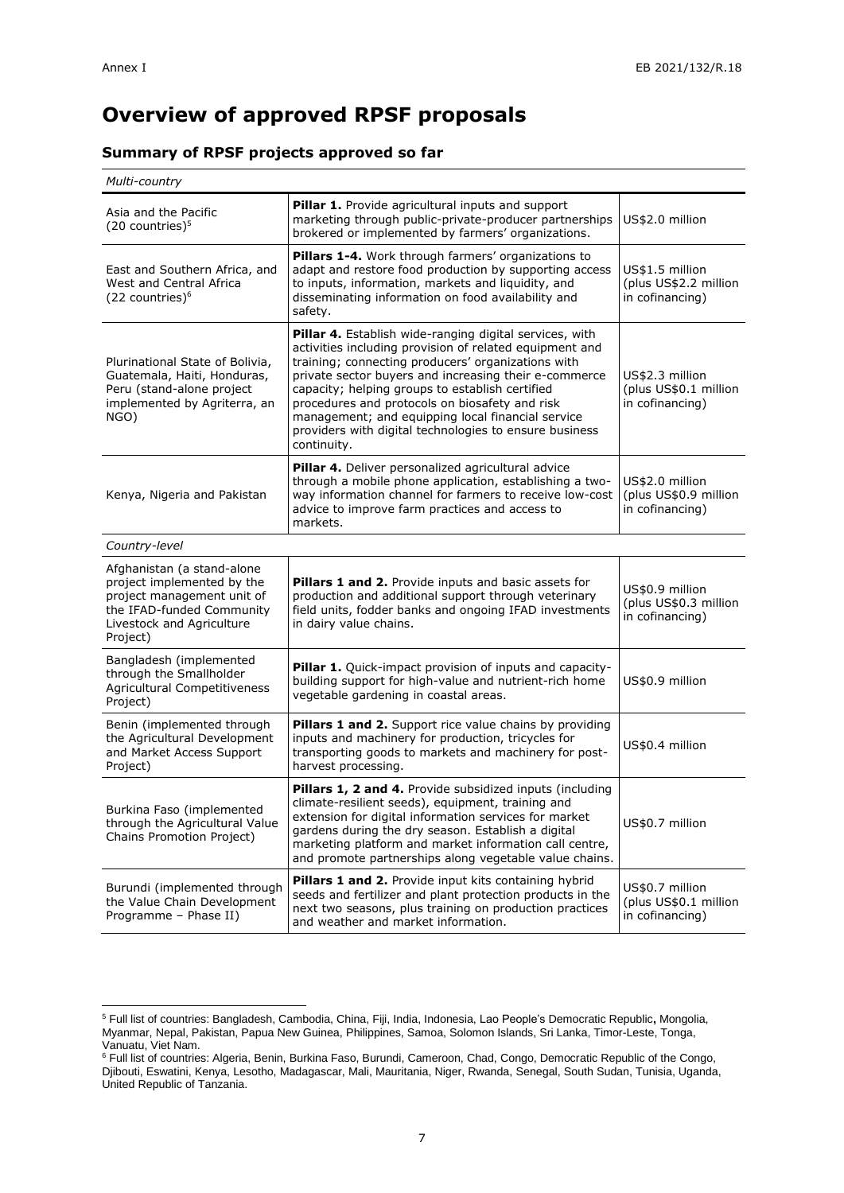# Overview of approved RPSF proposals

## Summary of RPSF projects approved so far

| *Multi-country* | | |
|---|---|---|
| Asia and the Pacific (20 countries)[5] | **Pillar 1.** Provide agricultural inputs and support marketing through public-private-producer partnerships brokered or implemented by farmers' organizations. | US$2.0 million |
| East and Southern Africa, and West and Central Africa (22 countries)[6] | **Pillars 1-4.** Work through farmers' organizations to adapt and restore food production by supporting access to inputs, information, markets and liquidity, and disseminating information on food availability and safety. | US$1.5 million (plus US$2.2 million in cofinancing) |
| Plurinational State of Bolivia, Guatemala, Haiti, Honduras, Peru (stand-alone project implemented by Agriterra, an NGO) | **Pillar 4.** Establish wide-ranging digital services, with activities including provision of related equipment and training; connecting producers' organizations with private sector buyers and increasing their e-commerce capacity; helping groups to establish certified procedures and protocols on biosafety and risk management; and equipping local financial service providers with digital technologies to ensure business continuity. | US$2.3 million (plus US$0.1 million in cofinancing) |
| Kenya, Nigeria and Pakistan | **Pillar 4.** Deliver personalized agricultural advice through a mobile phone application, establishing a two-way information channel for farmers to receive low-cost advice to improve farm practices and access to markets. | US$2.0 million (plus US$0.9 million in cofinancing) |
| *Country-level* | | |
| Afghanistan (a stand-alone project implemented by the project management unit of the IFAD-funded Community Livestock and Agriculture Project) | **Pillars 1 and 2.** Provide inputs and basic assets for production and additional support through veterinary field units, fodder banks and ongoing IFAD investments in dairy value chains. | US$0.9 million (plus US$0.3 million in cofinancing) |
| Bangladesh (implemented through the Smallholder Agricultural Competitiveness Project) | **Pillar 1.** Quick-impact provision of inputs and capacity-building support for high-value and nutrient-rich home vegetable gardening in coastal areas. | US$0.9 million |
| Benin (implemented through the Agricultural Development and Market Access Support Project) | **Pillars 1 and 2.** Support rice value chains by providing inputs and machinery for production, tricycles for transporting goods to markets and machinery for post-harvest processing. | US$0.4 million |
| Burkina Faso (implemented through the Agricultural Value Chains Promotion Project) | **Pillars 1, 2 and 4.** Provide subsidized inputs (including climate-resilient seeds), equipment, training and extension for digital information services for market gardens during the dry season. Establish a digital marketing platform and market information call centre, and promote partnerships along vegetable value chains. | US$0.7 million |
| Burundi (implemented through the Value Chain Development Programme – Phase II) | **Pillars 1 and 2.** Provide input kits containing hybrid seeds and fertilizer and plant protection products in the next two seasons, plus training on production practices and weather and market information. | US$0.7 million (plus US$0.1 million in cofinancing) |

[5] Full list of countries: Bangladesh, Cambodia, China, Fiji, India, Indonesia, Lao People's Democratic Republic, Mongolia, Myanmar, Nepal, Pakistan, Papua New Guinea, Philippines, Samoa, Solomon Islands, Sri Lanka, Timor-Leste, Tonga, Vanuatu, Viet Nam.

[6] Full list of countries: Algeria, Benin, Burkina Faso, Burundi, Cameroon, Chad, Congo, Democratic Republic of the Congo, Djibouti, Eswatini, Kenya, Lesotho, Madagascar, Mali, Mauritania, Niger, Rwanda, Senegal, South Sudan, Tunisia, Uganda, United Republic of Tanzania.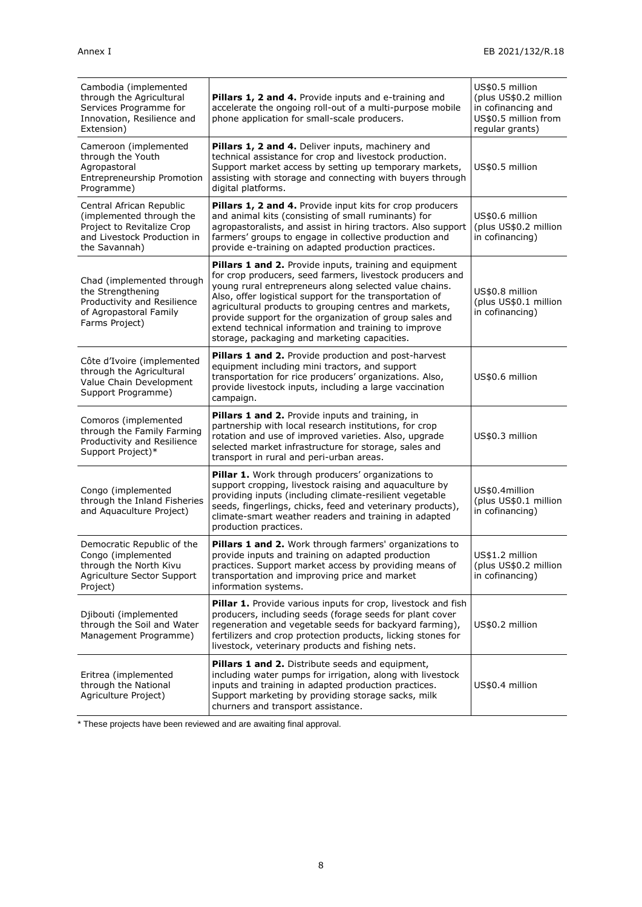| Cambodia (implemented through the Agricultural Services Programme for Innovation, Resilience and Extension) | **Pillars 1, 2 and 4.** Provide inputs and e-training and accelerate the ongoing roll-out of a multi-purpose mobile phone application for small-scale producers. | US$0.5 million (plus US$0.2 million in cofinancing and US$0.5 million from regular grants) |
|---|---|---|
| Cameroon (implemented through the Youth Agropastoral Entrepreneurship Promotion Programme) | **Pillars 1, 2 and 4.** Deliver inputs, machinery and technical assistance for crop and livestock production. Support market access by setting up temporary markets, assisting with storage and connecting with buyers through digital platforms. | US$0.5 million |
| Central African Republic (implemented through the Project to Revitalize Crop and Livestock Production in the Savannah) | **Pillars 1, 2 and 4.** Provide input kits for crop producers and animal kits (consisting of small ruminants) for agropastoralists, and assist in hiring tractors. Also support farmers' groups to engage in collective production and provide e-training on adapted production practices. | US$0.6 million (plus US$0.2 million in cofinancing) |
| Chad (implemented through the Strengthening Productivity and Resilience of Agropastoral Family Farms Project) | **Pillars 1 and 2.** Provide inputs, training and equipment for crop producers, seed farmers, livestock producers and young rural entrepreneurs along selected value chains. Also, offer logistical support for the transportation of agricultural products to grouping centres and markets, provide support for the organization of group sales and extend technical information and training to improve storage, packaging and marketing capacities. | US$0.8 million (plus US$0.1 million in cofinancing) |
| Côte d'Ivoire (implemented through the Agricultural Value Chain Development Support Programme) | **Pillars 1 and 2.** Provide production and post-harvest equipment including mini tractors, and support transportation for rice producers' organizations. Also, provide livestock inputs, including a large vaccination campaign. | US$0.6 million |
| Comoros (implemented through the Family Farming Productivity and Resilience Support Project)* | **Pillars 1 and 2.** Provide inputs and training, in partnership with local research institutions, for crop rotation and use of improved varieties. Also, upgrade selected market infrastructure for storage, sales and transport in rural and peri-urban areas. | US$0.3 million |
| Congo (implemented through the Inland Fisheries and Aquaculture Project) | **Pillar 1.** Work through producers' organizations to support cropping, livestock raising and aquaculture by providing inputs (including climate-resilient vegetable seeds, fingerlings, chicks, feed and veterinary products), climate-smart weather readers and training in adapted production practices. | US$0.4million (plus US$0.1 million in cofinancing) |
| Democratic Republic of the Congo (implemented through the North Kivu Agriculture Sector Support Project) | **Pillars 1 and 2.** Work through farmers' organizations to provide inputs and training on adapted production practices. Support market access by providing means of transportation and improving price and market information systems. | US$1.2 million (plus US$0.2 million in cofinancing) |
| Djibouti (implemented through the Soil and Water Management Programme) | **Pillar 1.** Provide various inputs for crop, livestock and fish producers, including seeds (forage seeds for plant cover regeneration and vegetable seeds for backyard farming), fertilizers and crop protection products, licking stones for livestock, veterinary products and fishing nets. | US$0.2 million |
| Eritrea (implemented through the National Agriculture Project) | **Pillars 1 and 2.** Distribute seeds and equipment, including water pumps for irrigation, along with livestock inputs and training in adapted production practices. Support marketing by providing storage sacks, milk churners and transport assistance. | US$0.4 million |

* These projects have been reviewed and are awaiting final approval.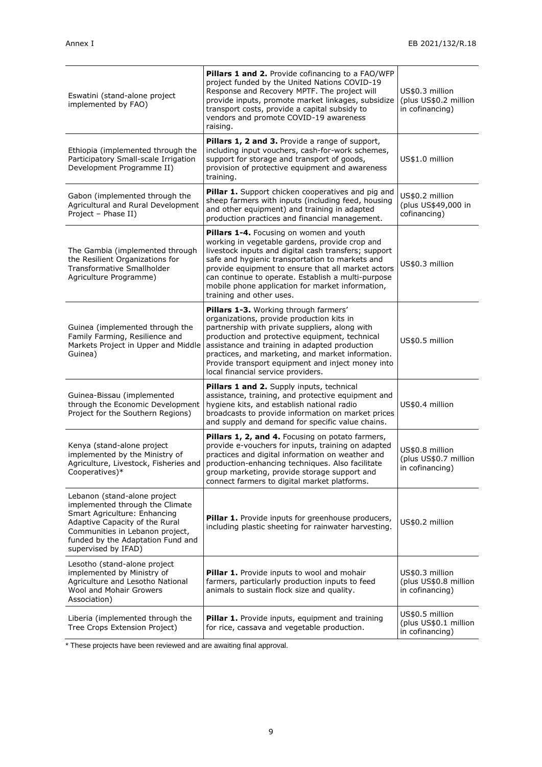| | | |
|---|---|---|
| Eswatini (stand-alone project implemented by FAO) | **Pillars 1 and 2.** Provide cofinancing to a FAO/WFP project funded by the United Nations COVID-19 Response and Recovery MPTF. The project will provide inputs, promote market linkages, subsidize transport costs, provide a capital subsidy to vendors and promote COVID-19 awareness raising. | US$0.3 million (plus US$0.2 million in cofinancing) |
| Ethiopia (implemented through the Participatory Small-scale Irrigation Development Programme II) | **Pillars 1, 2 and 3.** Provide a range of support, including input vouchers, cash-for-work schemes, support for storage and transport of goods, provision of protective equipment and awareness training. | US$1.0 million |
| Gabon (implemented through the Agricultural and Rural Development Project – Phase II) | **Pillar 1.** Support chicken cooperatives and pig and sheep farmers with inputs (including feed, housing and other equipment) and training in adapted production practices and financial management. | US$0.2 million (plus US$49,000 in cofinancing) |
| The Gambia (implemented through the Resilient Organizations for Transformative Smallholder Agriculture Programme) | **Pillars 1-4.** Focusing on women and youth working in vegetable gardens, provide crop and livestock inputs and digital cash transfers; support safe and hygienic transportation to markets and provide equipment to ensure that all market actors can continue to operate. Establish a multi-purpose mobile phone application for market information, training and other uses. | US$0.3 million |
| Guinea (implemented through the Family Farming, Resilience and Markets Project in Upper and Middle Guinea) | **Pillars 1-3.** Working through farmers' organizations, provide production kits in partnership with private suppliers, along with production and protective equipment, technical assistance and training in adapted production practices, and marketing, and market information. Provide transport equipment and inject money into local financial service providers. | US$0.5 million |
| Guinea-Bissau (implemented through the Economic Development Project for the Southern Regions) | **Pillars 1 and 2.** Supply inputs, technical assistance, training, and protective equipment and hygiene kits, and establish national radio broadcasts to provide information on market prices and supply and demand for specific value chains. | US$0.4 million |
| Kenya (stand-alone project implemented by the Ministry of Agriculture, Livestock, Fisheries and Cooperatives)* | **Pillars 1, 2, and 4.** Focusing on potato farmers, provide e-vouchers for inputs, training on adapted practices and digital information on weather and production-enhancing techniques. Also facilitate group marketing, provide storage support and connect farmers to digital market platforms. | US$0.8 million (plus US$0.7 million in cofinancing) |
| Lebanon (stand-alone project implemented through the Climate Smart Agriculture: Enhancing Adaptive Capacity of the Rural Communities in Lebanon project, funded by the Adaptation Fund and supervised by IFAD) | **Pillar 1.** Provide inputs for greenhouse producers, including plastic sheeting for rainwater harvesting. | US$0.2 million |
| Lesotho (stand-alone project implemented by Ministry of Agriculture and Lesotho National Wool and Mohair Growers Association) | **Pillar 1.** Provide inputs to wool and mohair farmers, particularly production inputs to feed animals to sustain flock size and quality. | US$0.3 million (plus US$0.8 million in cofinancing) |
| Liberia (implemented through the Tree Crops Extension Project) | **Pillar 1.** Provide inputs, equipment and training for rice, cassava and vegetable production. | US$0.5 million (plus US$0.1 million in cofinancing) |

\* These projects have been reviewed and are awaiting final approval.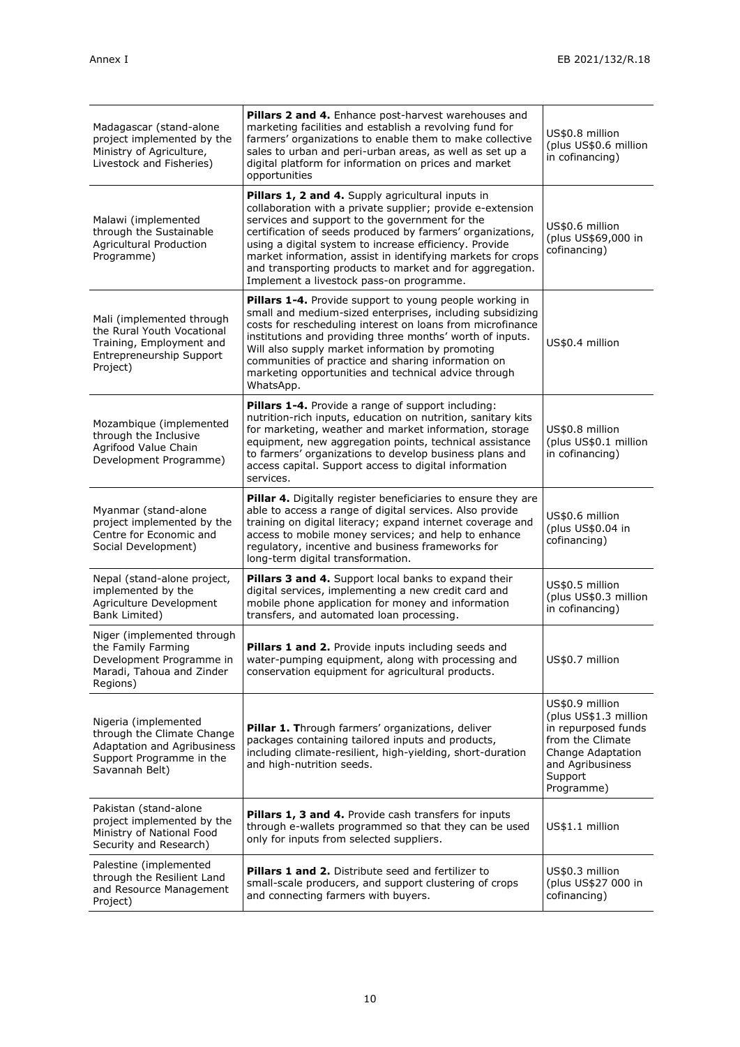| | | |
|---|---|---|
| Madagascar (stand-alone project implemented by the Ministry of Agriculture, Livestock and Fisheries) | **Pillars 2 and 4.** Enhance post-harvest warehouses and marketing facilities and establish a revolving fund for farmers' organizations to enable them to make collective sales to urban and peri-urban areas, as well as set up a digital platform for information on prices and market opportunities | US$0.8 million (plus US$0.6 million in cofinancing) |
| Malawi (implemented through the Sustainable Agricultural Production Programme) | **Pillars 1, 2 and 4.** Supply agricultural inputs in collaboration with a private supplier; provide e-extension services and support to the government for the certification of seeds produced by farmers' organizations, using a digital system to increase efficiency. Provide market information, assist in identifying markets for crops and transporting products to market and for aggregation. Implement a livestock pass-on programme. | US$0.6 million (plus US$69,000 in cofinancing) |
| Mali (implemented through the Rural Youth Vocational Training, Employment and Entrepreneurship Support Project) | **Pillars 1-4.** Provide support to young people working in small and medium-sized enterprises, including subsidizing costs for rescheduling interest on loans from microfinance institutions and providing three months' worth of inputs. Will also supply market information by promoting communities of practice and sharing information on marketing opportunities and technical advice through WhatsApp. | US$0.4 million |
| Mozambique (implemented through the Inclusive Agrifood Value Chain Development Programme) | **Pillars 1-4.** Provide a range of support including: nutrition-rich inputs, education on nutrition, sanitary kits for marketing, weather and market information, storage equipment, new aggregation points, technical assistance to farmers' organizations to develop business plans and access capital. Support access to digital information services. | US$0.8 million (plus US$0.1 million in cofinancing) |
| Myanmar (stand-alone project implemented by the Centre for Economic and Social Development) | **Pillar 4.** Digitally register beneficiaries to ensure they are able to access a range of digital services. Also provide training on digital literacy; expand internet coverage and access to mobile money services; and help to enhance regulatory, incentive and business frameworks for long-term digital transformation. | US$0.6 million (plus US$0.04 in cofinancing) |
| Nepal (stand-alone project, implemented by the Agriculture Development Bank Limited) | **Pillars 3 and 4.** Support local banks to expand their digital services, implementing a new credit card and mobile phone application for money and information transfers, and automated loan processing. | US$0.5 million (plus US$0.3 million in cofinancing) |
| Niger (implemented through the Family Farming Development Programme in Maradi, Tahoua and Zinder Regions) | **Pillars 1 and 2.** Provide inputs including seeds and water-pumping equipment, along with processing and conservation equipment for agricultural products. | US$0.7 million |
| Nigeria (implemented through the Climate Change Adaptation and Agribusiness Support Programme in the Savannah Belt) | **Pillar 1. T**hrough farmers' organizations, deliver packages containing tailored inputs and products, including climate-resilient, high-yielding, short-duration and high-nutrition seeds. | US$0.9 million (plus US$1.3 million in repurposed funds from the Climate Change Adaptation and Agribusiness Support Programme) |
| Pakistan (stand-alone project implemented by the Ministry of National Food Security and Research) | **Pillars 1, 3 and 4.** Provide cash transfers for inputs through e-wallets programmed so that they can be used only for inputs from selected suppliers. | US$1.1 million |
| Palestine (implemented through the Resilient Land and Resource Management Project) | **Pillars 1 and 2.** Distribute seed and fertilizer to small-scale producers, and support clustering of crops and connecting farmers with buyers. | US$0.3 million (plus US$27 000 in cofinancing) |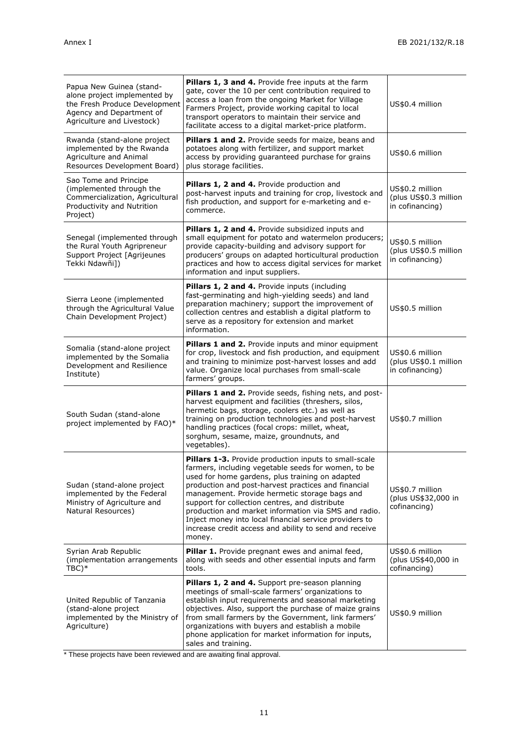| | | |
|---|---|---|
| Papua New Guinea (stand-alone project implemented by the Fresh Produce Development Agency and Department of Agriculture and Livestock) | **Pillars 1, 3 and 4.** Provide free inputs at the farm gate, cover the 10 per cent contribution required to access a loan from the ongoing Market for Village Farmers Project, provide working capital to local transport operators to maintain their service and facilitate access to a digital market-price platform. | US$0.4 million |
| Rwanda (stand-alone project implemented by the Rwanda Agriculture and Animal Resources Development Board) | **Pillars 1 and 2.** Provide seeds for maize, beans and potatoes along with fertilizer, and support market access by providing guaranteed purchase for grains plus storage facilities. | US$0.6 million |
| Sao Tome and Principe (implemented through the Commercialization, Agricultural Productivity and Nutrition Project) | **Pillars 1, 2 and 4.** Provide production and post-harvest inputs and training for crop, livestock and fish production, and support for e-marketing and e-commerce. | US$0.2 million (plus US$0.3 million in cofinancing) |
| Senegal (implemented through the Rural Youth Agripreneur Support Project [Agrijeunes Tekki Ndawñi]) | **Pillars 1, 2 and 4.** Provide subsidized inputs and small equipment for potato and watermelon producers; provide capacity-building and advisory support for producers' groups on adapted horticultural production practices and how to access digital services for market information and input suppliers. | US$0.5 million (plus US$0.5 million in cofinancing) |
| Sierra Leone (implemented through the Agricultural Value Chain Development Project) | **Pillars 1, 2 and 4.** Provide inputs (including fast-germinating and high-yielding seeds) and land preparation machinery; support the improvement of collection centres and establish a digital platform to serve as a repository for extension and market information. | US$0.5 million |
| Somalia (stand-alone project implemented by the Somalia Development and Resilience Institute) | **Pillars 1 and 2.** Provide inputs and minor equipment for crop, livestock and fish production, and equipment and training to minimize post-harvest losses and add value. Organize local purchases from small-scale farmers' groups. | US$0.6 million (plus US$0.1 million in cofinancing) |
| South Sudan (stand-alone project implemented by FAO)* | **Pillars 1 and 2.** Provide seeds, fishing nets, and post-harvest equipment and facilities (threshers, silos, hermetic bags, storage, coolers etc.) as well as training on production technologies and post-harvest handling practices (focal crops: millet, wheat, sorghum, sesame, maize, groundnuts, and vegetables). | US$0.7 million |
| Sudan (stand-alone project implemented by the Federal Ministry of Agriculture and Natural Resources) | **Pillars 1-3.** Provide production inputs to small-scale farmers, including vegetable seeds for women, to be used for home gardens, plus training on adapted production and post-harvest practices and financial management. Provide hermetic storage bags and support for collection centres, and distribute production and market information via SMS and radio. Inject money into local financial service providers to increase credit access and ability to send and receive money. | US$0.7 million (plus US$32,000 in cofinancing) |
| Syrian Arab Republic (implementation arrangements TBC)* | **Pillar 1.** Provide pregnant ewes and animal feed, along with seeds and other essential inputs and farm tools. | US$0.6 million (plus US$40,000 in cofinancing) |
| United Republic of Tanzania (stand-alone project implemented by the Ministry of Agriculture) | **Pillars 1, 2 and 4.** Support pre-season planning meetings of small-scale farmers' organizations to establish input requirements and seasonal marketing objectives. Also, support the purchase of maize grains from small farmers by the Government, link farmers' organizations with buyers and establish a mobile phone application for market information for inputs, sales and training. | US$0.9 million |

* These projects have been reviewed and are awaiting final approval.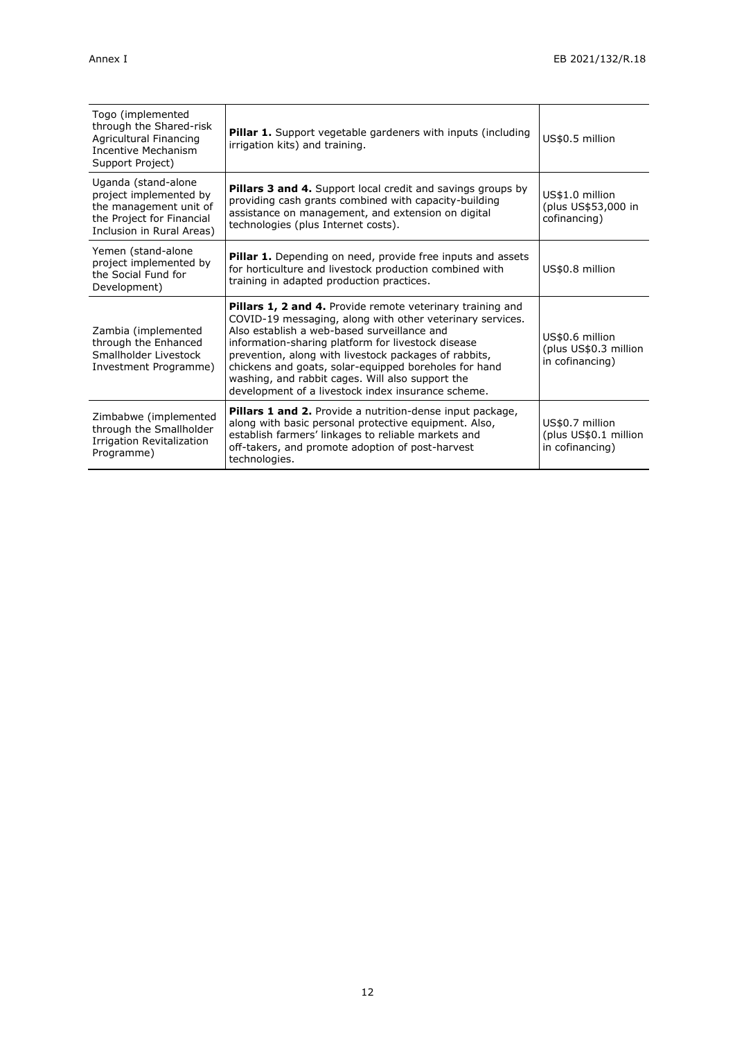| | | |
|---|---|---|
| Togo (implemented through the Shared-risk Agricultural Financing Incentive Mechanism Support Project) | **Pillar 1.** Support vegetable gardeners with inputs (including irrigation kits) and training. | US$0.5 million |
| Uganda (stand-alone project implemented by the management unit of the Project for Financial Inclusion in Rural Areas) | **Pillars 3 and 4.** Support local credit and savings groups by providing cash grants combined with capacity-building assistance on management, and extension on digital technologies (plus Internet costs). | US$1.0 million (plus US$53,000 in cofinancing) |
| Yemen (stand-alone project implemented by the Social Fund for Development) | **Pillar 1.** Depending on need, provide free inputs and assets for horticulture and livestock production combined with training in adapted production practices. | US$0.8 million |
| Zambia (implemented through the Enhanced Smallholder Livestock Investment Programme) | **Pillars 1, 2 and 4.** Provide remote veterinary training and COVID-19 messaging, along with other veterinary services. Also establish a web-based surveillance and information-sharing platform for livestock disease prevention, along with livestock packages of rabbits, chickens and goats, solar-equipped boreholes for hand washing, and rabbit cages. Will also support the development of a livestock index insurance scheme. | US$0.6 million (plus US$0.3 million in cofinancing) |
| Zimbabwe (implemented through the Smallholder Irrigation Revitalization Programme) | **Pillars 1 and 2.** Provide a nutrition-dense input package, along with basic personal protective equipment. Also, establish farmers' linkages to reliable markets and off-takers, and promote adoption of post-harvest technologies. | US$0.7 million (plus US$0.1 million in cofinancing) |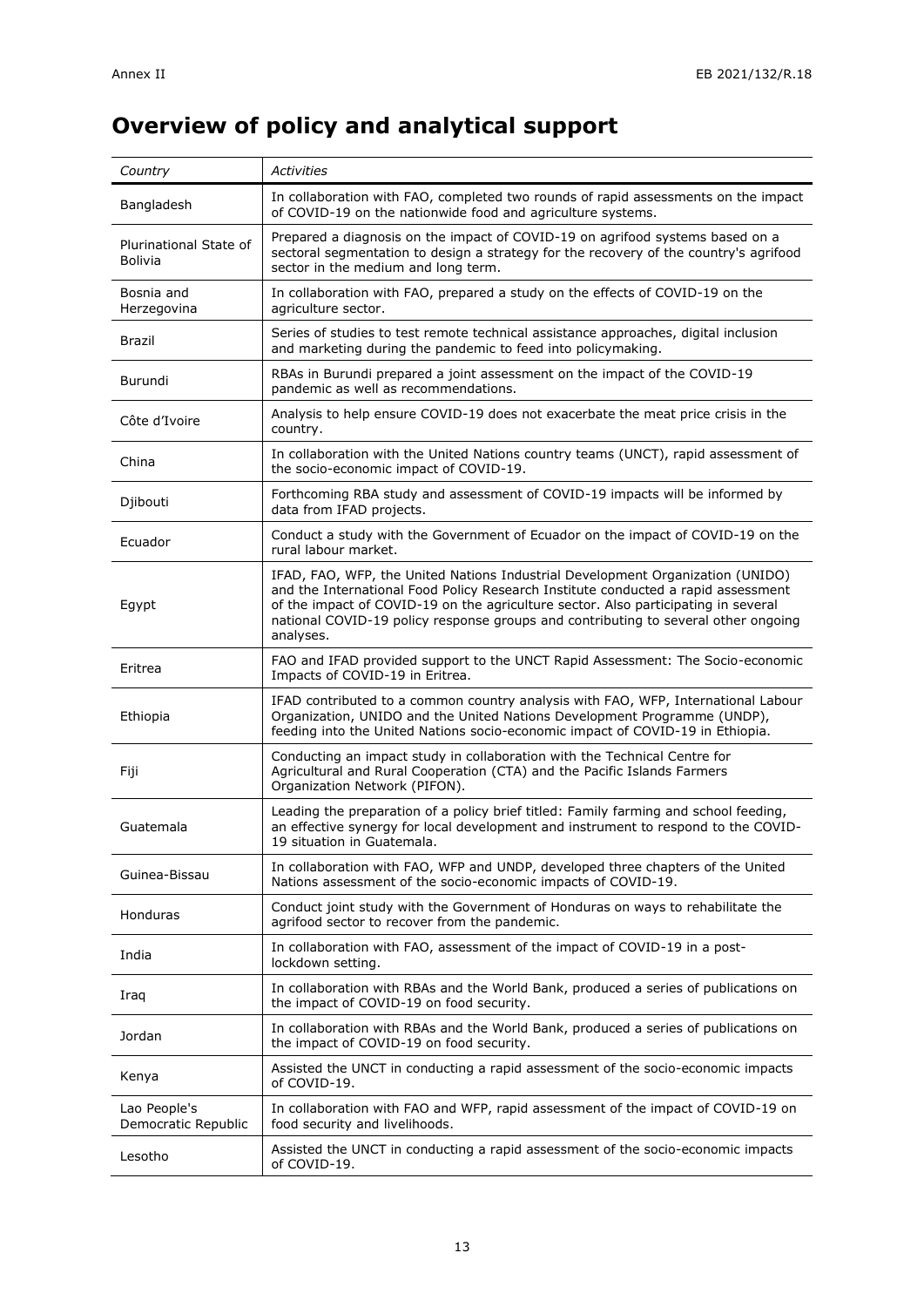# Overview of policy and analytical support

| *Country* | *Activities* |
|---|---|
| Bangladesh | In collaboration with FAO, completed two rounds of rapid assessments on the impact of COVID-19 on the nationwide food and agriculture systems. |
| Plurinational State of Bolivia | Prepared a diagnosis on the impact of COVID-19 on agrifood systems based on a sectoral segmentation to design a strategy for the recovery of the country's agrifood sector in the medium and long term. |
| Bosnia and Herzegovina | In collaboration with FAO, prepared a study on the effects of COVID-19 on the agriculture sector. |
| Brazil | Series of studies to test remote technical assistance approaches, digital inclusion and marketing during the pandemic to feed into policymaking. |
| Burundi | RBAs in Burundi prepared a joint assessment on the impact of the COVID-19 pandemic as well as recommendations. |
| Côte d'Ivoire | Analysis to help ensure COVID-19 does not exacerbate the meat price crisis in the country. |
| China | In collaboration with the United Nations country teams (UNCT), rapid assessment of the socio-economic impact of COVID-19. |
| Djibouti | Forthcoming RBA study and assessment of COVID-19 impacts will be informed by data from IFAD projects. |
| Ecuador | Conduct a study with the Government of Ecuador on the impact of COVID-19 on the rural labour market. |
| Egypt | IFAD, FAO, WFP, the United Nations Industrial Development Organization (UNIDO) and the International Food Policy Research Institute conducted a rapid assessment of the impact of COVID-19 on the agriculture sector. Also participating in several national COVID-19 policy response groups and contributing to several other ongoing analyses. |
| Eritrea | FAO and IFAD provided support to the UNCT Rapid Assessment: The Socio-economic Impacts of COVID-19 in Eritrea. |
| Ethiopia | IFAD contributed to a common country analysis with FAO, WFP, International Labour Organization, UNIDO and the United Nations Development Programme (UNDP), feeding into the United Nations socio-economic impact of COVID-19 in Ethiopia. |
| Fiji | Conducting an impact study in collaboration with the Technical Centre for Agricultural and Rural Cooperation (CTA) and the Pacific Islands Farmers Organization Network (PIFON). |
| Guatemala | Leading the preparation of a policy brief titled: Family farming and school feeding, an effective synergy for local development and instrument to respond to the COVID-19 situation in Guatemala. |
| Guinea-Bissau | In collaboration with FAO, WFP and UNDP, developed three chapters of the United Nations assessment of the socio-economic impacts of COVID-19. |
| Honduras | Conduct joint study with the Government of Honduras on ways to rehabilitate the agrifood sector to recover from the pandemic. |
| India | In collaboration with FAO, assessment of the impact of COVID-19 in a post-lockdown setting. |
| Iraq | In collaboration with RBAs and the World Bank, produced a series of publications on the impact of COVID-19 on food security. |
| Jordan | In collaboration with RBAs and the World Bank, produced a series of publications on the impact of COVID-19 on food security. |
| Kenya | Assisted the UNCT in conducting a rapid assessment of the socio-economic impacts of COVID-19. |
| Lao People's Democratic Republic | In collaboration with FAO and WFP, rapid assessment of the impact of COVID-19 on food security and livelihoods. |
| Lesotho | Assisted the UNCT in conducting a rapid assessment of the socio-economic impacts of COVID-19. |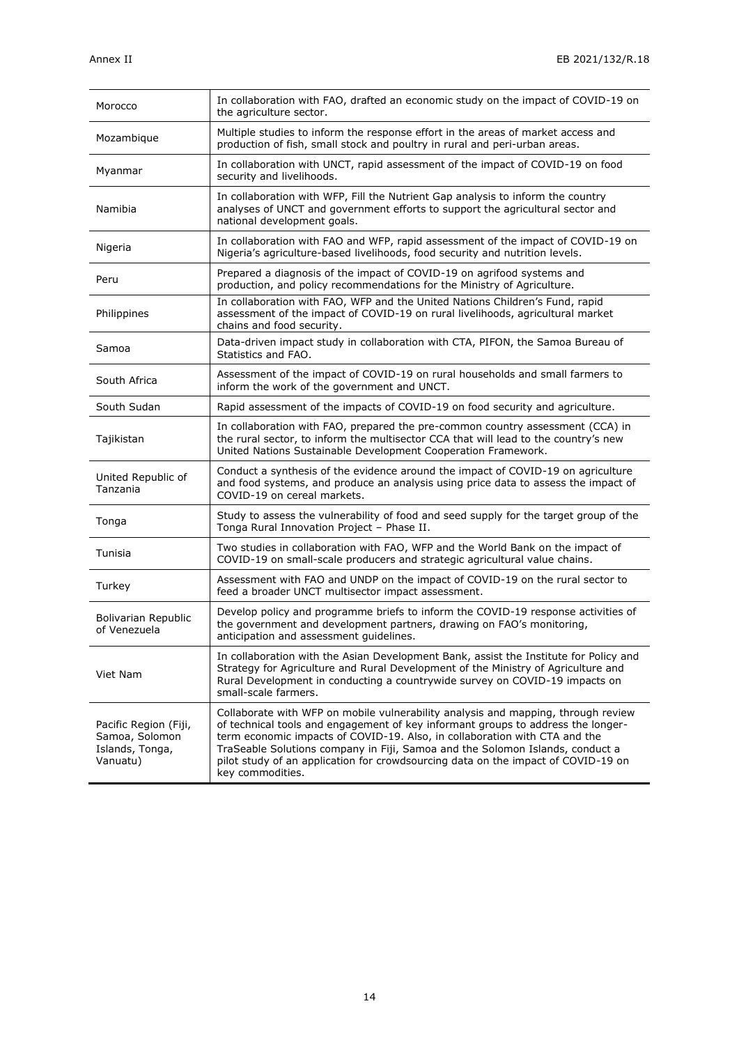| | |
|---|---|
| Morocco | In collaboration with FAO, drafted an economic study on the impact of COVID-19 on the agriculture sector. |
| Mozambique | Multiple studies to inform the response effort in the areas of market access and production of fish, small stock and poultry in rural and peri-urban areas. |
| Myanmar | In collaboration with UNCT, rapid assessment of the impact of COVID-19 on food security and livelihoods. |
| Namibia | In collaboration with WFP, Fill the Nutrient Gap analysis to inform the country analyses of UNCT and government efforts to support the agricultural sector and national development goals. |
| Nigeria | In collaboration with FAO and WFP, rapid assessment of the impact of COVID-19 on Nigeria's agriculture-based livelihoods, food security and nutrition levels. |
| Peru | Prepared a diagnosis of the impact of COVID-19 on agrifood systems and production, and policy recommendations for the Ministry of Agriculture. |
| Philippines | In collaboration with FAO, WFP and the United Nations Children's Fund, rapid assessment of the impact of COVID-19 on rural livelihoods, agricultural market chains and food security. |
| Samoa | Data-driven impact study in collaboration with CTA, PIFON, the Samoa Bureau of Statistics and FAO. |
| South Africa | Assessment of the impact of COVID-19 on rural households and small farmers to inform the work of the government and UNCT. |
| South Sudan | Rapid assessment of the impacts of COVID-19 on food security and agriculture. |
| Tajikistan | In collaboration with FAO, prepared the pre-common country assessment (CCA) in the rural sector, to inform the multisector CCA that will lead to the country's new United Nations Sustainable Development Cooperation Framework. |
| United Republic of Tanzania | Conduct a synthesis of the evidence around the impact of COVID-19 on agriculture and food systems, and produce an analysis using price data to assess the impact of COVID-19 on cereal markets. |
| Tonga | Study to assess the vulnerability of food and seed supply for the target group of the Tonga Rural Innovation Project – Phase II. |
| Tunisia | Two studies in collaboration with FAO, WFP and the World Bank on the impact of COVID-19 on small-scale producers and strategic agricultural value chains. |
| Turkey | Assessment with FAO and UNDP on the impact of COVID-19 on the rural sector to feed a broader UNCT multisector impact assessment. |
| Bolivarian Republic of Venezuela | Develop policy and programme briefs to inform the COVID-19 response activities of the government and development partners, drawing on FAO's monitoring, anticipation and assessment guidelines. |
| Viet Nam | In collaboration with the Asian Development Bank, assist the Institute for Policy and Strategy for Agriculture and Rural Development of the Ministry of Agriculture and Rural Development in conducting a countrywide survey on COVID-19 impacts on small-scale farmers. |
| Pacific Region (Fiji, Samoa, Solomon Islands, Tonga, Vanuatu) | Collaborate with WFP on mobile vulnerability analysis and mapping, through review of technical tools and engagement of key informant groups to address the longer-term economic impacts of COVID-19. Also, in collaboration with CTA and the TraSeable Solutions company in Fiji, Samoa and the Solomon Islands, conduct a pilot study of an application for crowdsourcing data on the impact of COVID-19 on key commodities. |